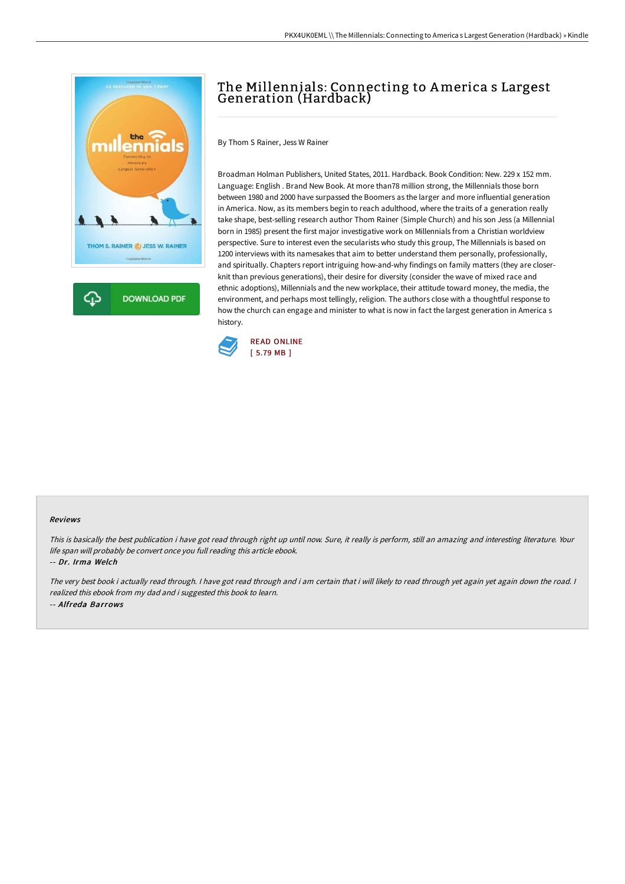# The Millennials: Connecting to America s Largest Generation (Hardback)

By Thom S Rainer, Jess W Rainer

Broadman Holman Publishers, United States, 2011. Hardback. Book Condition: New. 229 x 152 mm. Language: English . Brand New Book. At more than78 million strong, the Millennials those born between 1980 and 2000 have surpassed the Boomers as the larger and more influential generation in America. Now, as its members begin to reach adulthood, where the traits of a generation really take shape, best-selling research author Thom Rainer (Simple Church) and his son Jess (a Millennial born in 1985) present the first major investigative work on Millennials from a Christian worldview perspective. Sure to interest even the secularists who study this group, The Millennials is based on 1200 interviews with its namesakes that aim to better understand them personally, professionally, and spiritually. Chapters report intriguing how-and-why findings on family matters (they are closer-knit than previous generations), their desire for diversity (consider the wave of mixed race and ethnic adoptions), Millennials and the new workplace, their attitude toward money, the media, the environment, and perhaps most tellingly, religion. The authors close with a thoughtful response to how the church can engage and minister to what is now in fact the largest generation in America s history.

READ ONLINE
[ 5.79 MB ]

### Reviews

*This is basically the best publication i have got read through right up until now. Sure, it really is perform, still an amazing and interesting literature. Your life span will probably be convert once you full reading this article ebook.*

-- *Dr. Irma Welch*

*The very best book i actually read through. I have got read through and i am certain that i will likely to read through yet again yet again down the road. I realized this ebook from my dad and i suggested this book to learn.*

-- *Alfreda Barrows*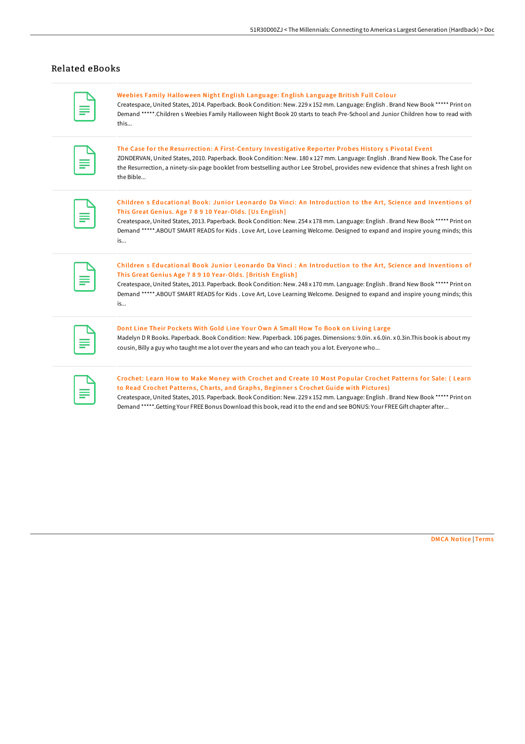## Related eBooks

**Weebies Family Halloween Night English Language: English Language British Full Colour**

Createspace, United States, 2014. Paperback. Book Condition: New. 229 x 152 mm. Language: English . Brand New Book ***** Print on Demand *****.Children s Weebies Family Halloween Night Book 20 starts to teach Pre-School and Junior Children how to read with this...

**The Case for the Resurrection: A First-Century Investigative Reporter Probes History s Pivotal Event**

ZONDERVAN, United States, 2010. Paperback. Book Condition: New. 180 x 127 mm. Language: English . Brand New Book. The Case for the Resurrection, a ninety-six-page booklet from bestselling author Lee Strobel, provides new evidence that shines a fresh light on the Bible...

**Children s Educational Book: Junior Leonardo Da Vinci: An Introduction to the Art, Science and Inventions of This Great Genius. Age 7 8 9 10 Year-Olds. [Us English]**

Createspace, United States, 2013. Paperback. Book Condition: New. 254 x 178 mm. Language: English . Brand New Book ***** Print on Demand *****.ABOUT SMART READS for Kids . Love Art, Love Learning Welcome. Designed to expand and inspire young minds; this is...

**Children s Educational Book Junior Leonardo Da Vinci : An Introduction to the Art, Science and Inventions of This Great Genius Age 7 8 9 10 Year-Olds. [British English]**

Createspace, United States, 2013. Paperback. Book Condition: New. 248 x 170 mm. Language: English . Brand New Book ***** Print on Demand *****.ABOUT SMART READS for Kids . Love Art, Love Learning Welcome. Designed to expand and inspire young minds; this is...

**Dont Line Their Pockets With Gold Line Your Own A Small How To Book on Living Large**

Madelyn D R Books. Paperback. Book Condition: New. Paperback. 106 pages. Dimensions: 9.0in. x 6.0in. x 0.3in.This book is about my cousin, Billy a guy who taught me a lot over the years and who can teach you a lot. Everyone who...

**Crochet: Learn How to Make Money with Crochet and Create 10 Most Popular Crochet Patterns for Sale: ( Learn to Read Crochet Patterns, Charts, and Graphs, Beginner s Crochet Guide with Pictures)**

Createspace, United States, 2015. Paperback. Book Condition: New. 229 x 152 mm. Language: English . Brand New Book ***** Print on Demand *****.Getting Your FREE Bonus Download this book, read it to the end and see BONUS: Your FREE Gift chapter after...